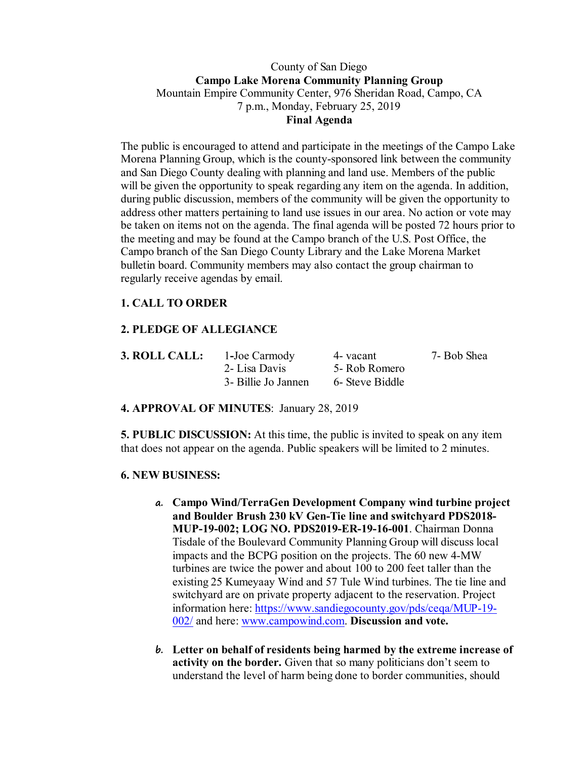County of San Diego

**Campo Lake Morena Community Planning Group**

Mountain Empire Community Center, 976 Sheridan Road, Campo, CA

7 p.m., Monday, February 25, 2019

**Final Agenda**

The public is encouraged to attend and participate in the meetings of the Campo Lake Morena Planning Group, which is the county-sponsored link between the community and San Diego County dealing with planning and land use. Members of the public will be given the opportunity to speak regarding any item on the agenda. In addition, during public discussion, members of the community will be given the opportunity to address other matters pertaining to land use issues in our area. No action or vote may be taken on items not on the agenda. The final agenda will be posted 72 hours prior to the meeting and may be found at the Campo branch of the U.S. Post Office, the Campo branch of the San Diego County Library and the Lake Morena Market bulletin board. Community members may also contact the group chairman to regularly receive agendas by email.

**1. CALL TO ORDER**

**2. PLEDGE OF ALLEGIANCE**

**3. ROLL CALL:**

| 1-Joe Carmody | 4- vacant | 7- Bob Shea |
|---|---|---|
| 2- Lisa Davis | 5- Rob Romero | |
| 3- Billie Jo Jannen | 6- Steve Biddle | |

**4. APPROVAL OF MINUTES**: January 28, 2019

**5. PUBLIC DISCUSSION:** At this time, the public is invited to speak on any item that does not appear on the agenda. Public speakers will be limited to 2 minutes.

**6. NEW BUSINESS:**

a. **Campo Wind/TerraGen Development Company wind turbine project and Boulder Brush 230 kV Gen-Tie line and switchyard PDS2018-MUP-19-002; LOG NO. PDS2019-ER-19-16-001**. Chairman Donna Tisdale of the Boulevard Community Planning Group will discuss local impacts and the BCPG position on the projects. The 60 new 4-MW turbines are twice the power and about 100 to 200 feet taller than the existing 25 Kumeyaay Wind and 57 Tule Wind turbines. The tie line and switchyard are on private property adjacent to the reservation. Project information here: https://www.sandiegocounty.gov/pds/ceqa/MUP-19-002/ and here: www.campowind.com. **Discussion and vote.**

b. **Letter on behalf of residents being harmed by the extreme increase of activity on the border.** Given that so many politicians don't seem to understand the level of harm being done to border communities, should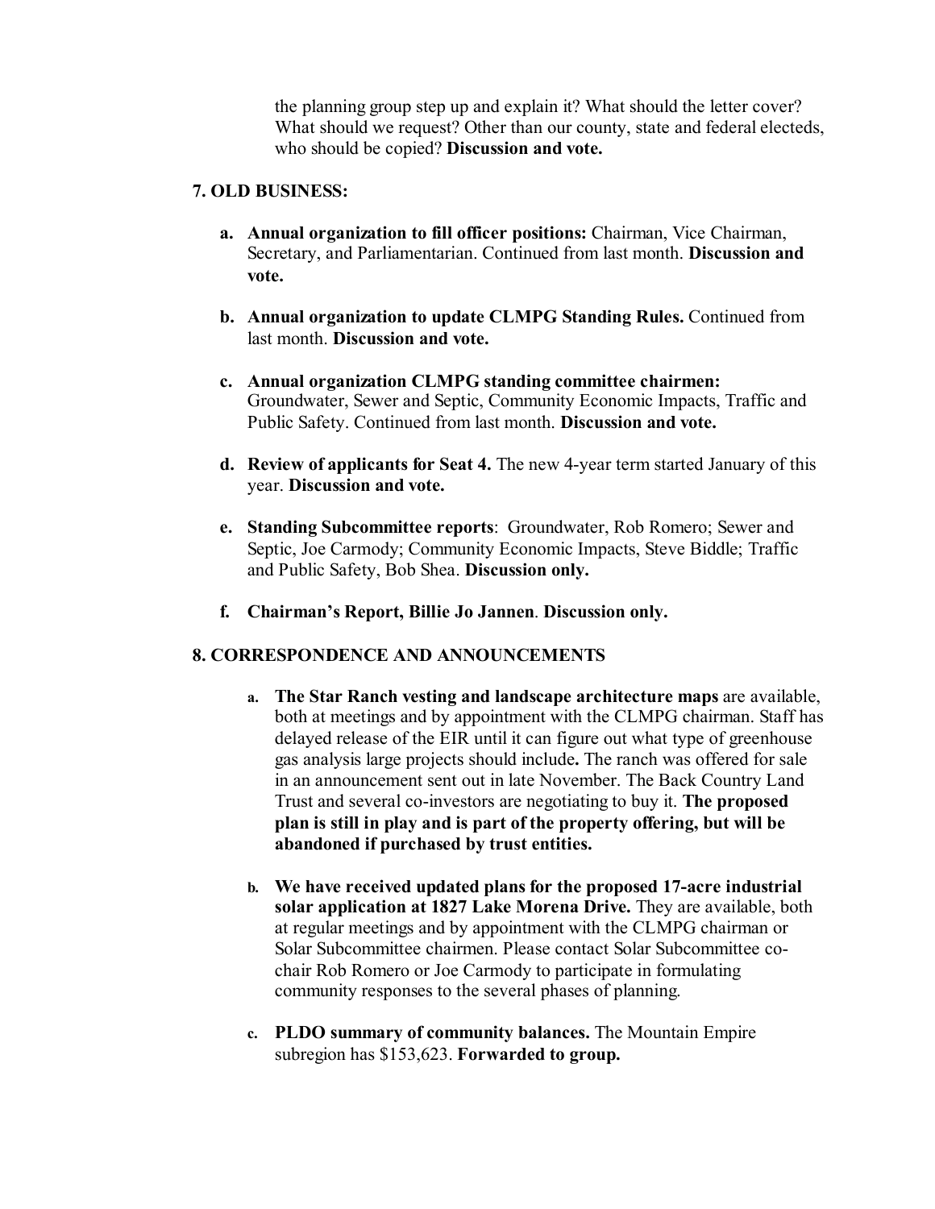the planning group step up and explain it? What should the letter cover? What should we request? Other than our county, state and federal electeds, who should be copied? **Discussion and vote.**

## 7. OLD BUSINESS:

a. **Annual organization to fill officer positions:** Chairman, Vice Chairman, Secretary, and Parliamentarian. Continued from last month. **Discussion and vote.**

b. **Annual organization to update CLMPG Standing Rules.** Continued from last month. **Discussion and vote.**

c. **Annual organization CLMPG standing committee chairmen:** Groundwater, Sewer and Septic, Community Economic Impacts, Traffic and Public Safety. Continued from last month. **Discussion and vote.**

d. **Review of applicants for Seat 4.** The new 4-year term started January of this year. **Discussion and vote.**

e. **Standing Subcommittee reports**: Groundwater, Rob Romero; Sewer and Septic, Joe Carmody; Community Economic Impacts, Steve Biddle; Traffic and Public Safety, Bob Shea. **Discussion only.**

f. **Chairman's Report, Billie Jo Jannen**. **Discussion only.**

## 8. CORRESPONDENCE AND ANNOUNCEMENTS

a. **The Star Ranch vesting and landscape architecture maps** are available, both at meetings and by appointment with the CLMPG chairman. Staff has delayed release of the EIR until it can figure out what type of greenhouse gas analysis large projects should include**.** The ranch was offered for sale in an announcement sent out in late November. The Back Country Land Trust and several co-investors are negotiating to buy it. **The proposed plan is still in play and is part of the property offering, but will be abandoned if purchased by trust entities.**

b. **We have received updated plans for the proposed 17-acre industrial solar application at 1827 Lake Morena Drive.** They are available, both at regular meetings and by appointment with the CLMPG chairman or Solar Subcommittee chairmen. Please contact Solar Subcommittee co-chair Rob Romero or Joe Carmody to participate in formulating community responses to the several phases of planning.

c. **PLDO summary of community balances.** The Mountain Empire subregion has $153,623. **Forwarded to group.**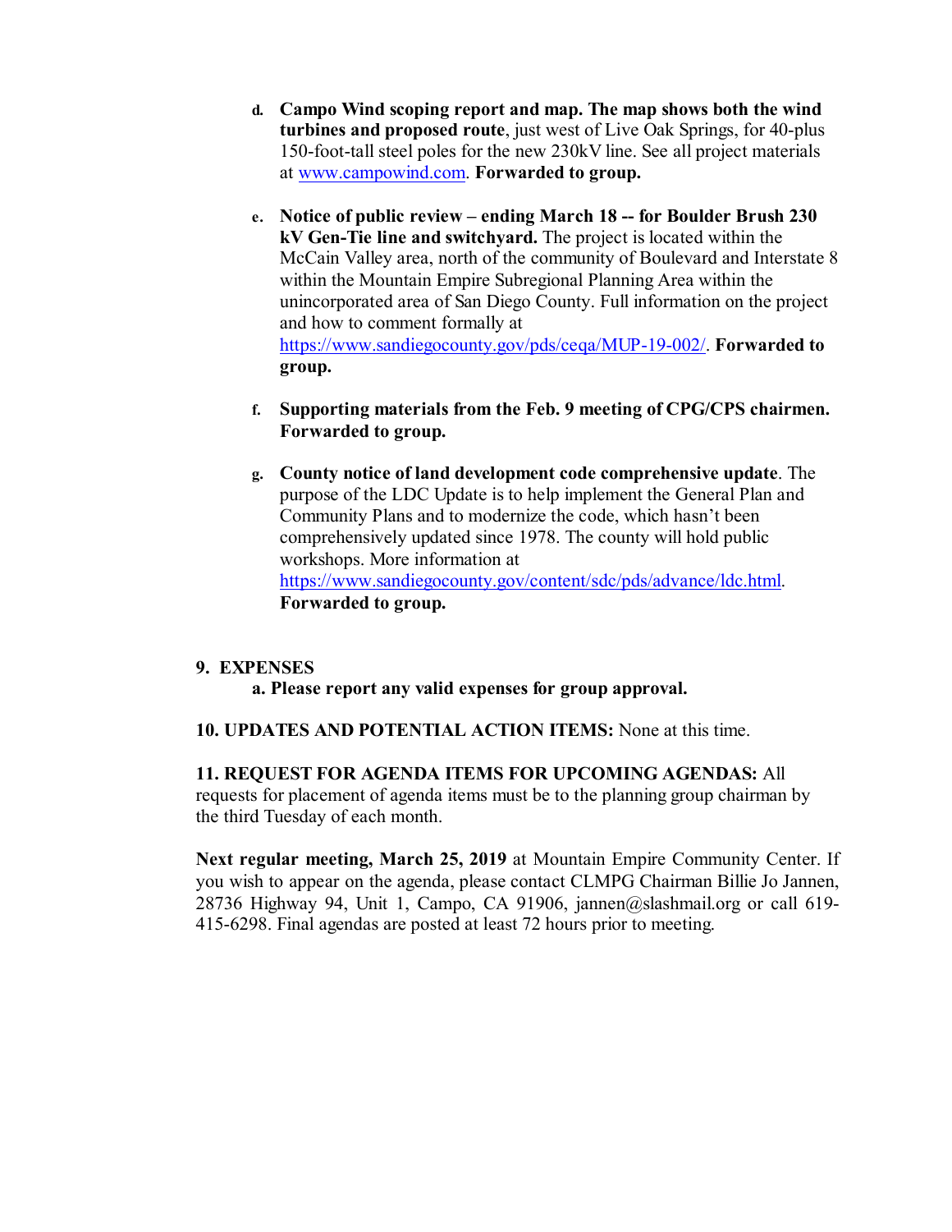d. **Campo Wind scoping report and map. The map shows both the wind turbines and proposed route**, just west of Live Oak Springs, for 40-plus 150-foot-tall steel poles for the new 230kV line. See all project materials at www.campowind.com. **Forwarded to group.**

e. **Notice of public review – ending March 18 -- for Boulder Brush 230 kV Gen-Tie line and switchyard.** The project is located within the McCain Valley area, north of the community of Boulevard and Interstate 8 within the Mountain Empire Subregional Planning Area within the unincorporated area of San Diego County. Full information on the project and how to comment formally at https://www.sandiegocounty.gov/pds/ceqa/MUP-19-002/. **Forwarded to group.**

f. **Supporting materials from the Feb. 9 meeting of CPG/CPS chairmen. Forwarded to group.**

g. **County notice of land development code comprehensive update**. The purpose of the LDC Update is to help implement the General Plan and Community Plans and to modernize the code, which hasn't been comprehensively updated since 1978. The county will hold public workshops. More information at https://www.sandiegocounty.gov/content/sdc/pds/advance/ldc.html. **Forwarded to group.**

**9. EXPENSES**

**a. Please report any valid expenses for group approval.**

**10. UPDATES AND POTENTIAL ACTION ITEMS:** None at this time.

**11. REQUEST FOR AGENDA ITEMS FOR UPCOMING AGENDAS:** All requests for placement of agenda items must be to the planning group chairman by the third Tuesday of each month.

**Next regular meeting, March 25, 2019** at Mountain Empire Community Center. If you wish to appear on the agenda, please contact CLMPG Chairman Billie Jo Jannen, 28736 Highway 94, Unit 1, Campo, CA 91906, jannen@slashmail.org or call 619-415-6298. Final agendas are posted at least 72 hours prior to meeting.